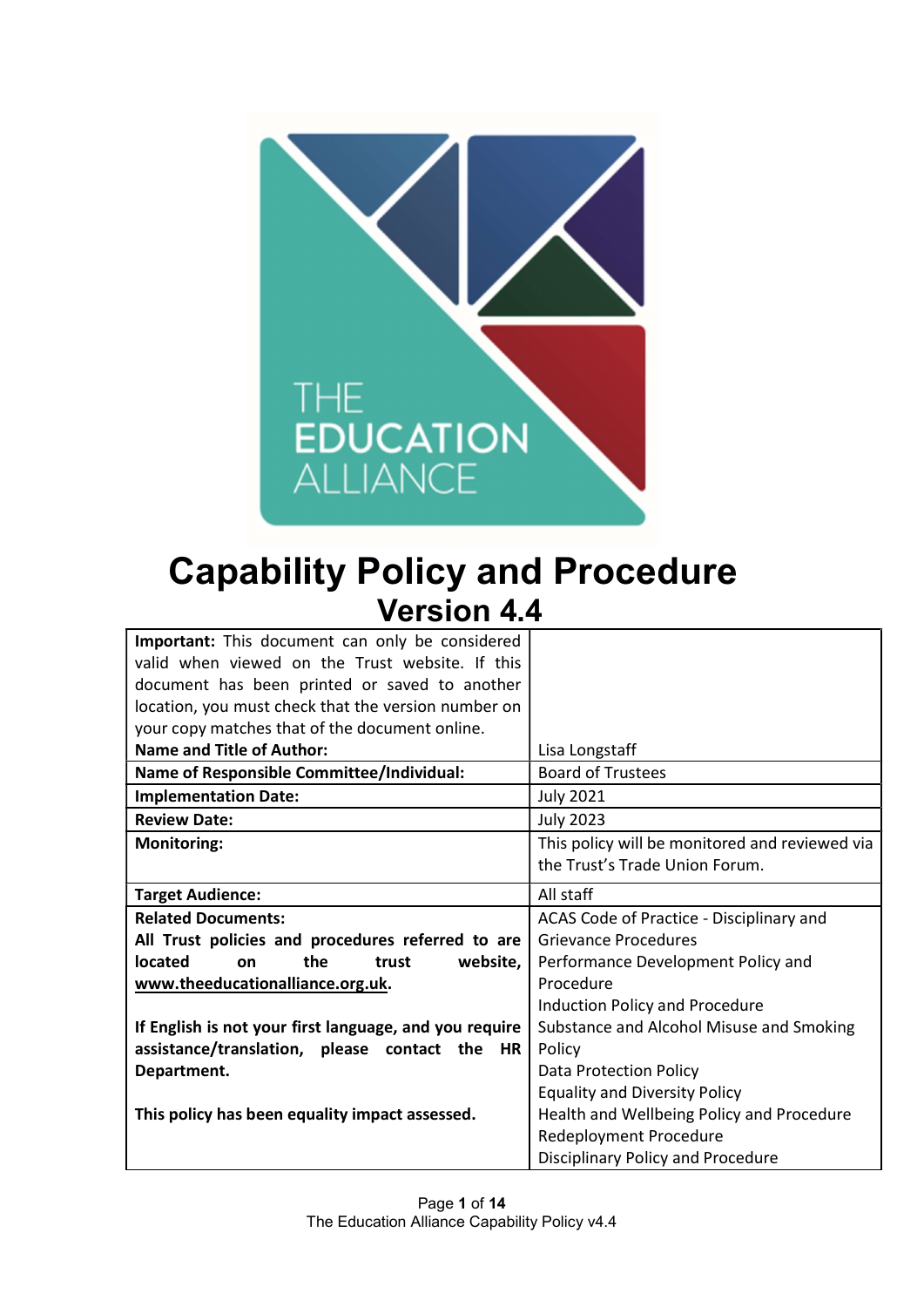THE EDUCATION ALLIANCE

# Capability Policy and Procedure

## Version 4.4

| | |
|---|---|
| **Important:** This document can only be considered valid when viewed on the Trust website. If this document has been printed or saved to another location, you must check that the version number on your copy matches that of the document online. | |
| **Name and Title of Author:** | Lisa Longstaff |
| **Name of Responsible Committee/Individual:** | Board of Trustees |
| **Implementation Date:** | July 2021 |
| **Review Date:** | July 2023 |
| **Monitoring:** | This policy will be monitored and reviewed via the Trust's Trade Union Forum. |
| **Target Audience:** | All staff |
| **Related Documents:**<br>**All Trust policies and procedures referred to are located on the trust website, www.theeducationalliance.org.uk.**<br><br>**If English is not your first language, and you require assistance/translation, please contact the HR Department.**<br><br>**This policy has been equality impact assessed.** | ACAS Code of Practice - Disciplinary and Grievance Procedures<br>Performance Development Policy and Procedure<br>Induction Policy and Procedure<br>Substance and Alcohol Misuse and Smoking Policy<br>Data Protection Policy<br>Equality and Diversity Policy<br>Health and Wellbeing Policy and Procedure<br>Redeployment Procedure<br>Disciplinary Policy and Procedure |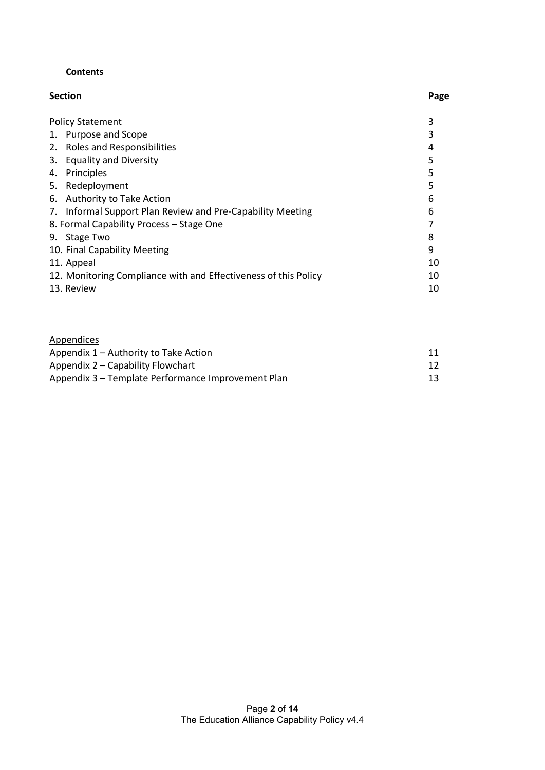**Contents**

| Section | Page |
|---|---|
| Policy Statement | 3 |
| 1. Purpose and Scope | 3 |
| 2. Roles and Responsibilities | 4 |
| 3. Equality and Diversity | 5 |
| 4. Principles | 5 |
| 5. Redeployment | 5 |
| 6. Authority to Take Action | 6 |
| 7. Informal Support Plan Review and Pre-Capability Meeting | 6 |
| 8. Formal Capability Process – Stage One | 7 |
| 9. Stage Two | 8 |
| 10. Final Capability Meeting | 9 |
| 11. Appeal | 10 |
| 12. Monitoring Compliance with and Effectiveness of this Policy | 10 |
| 13. Review | 10 |

<u>Appendices</u>

| | |
|---|---|
| Appendix 1 – Authority to Take Action | 11 |
| Appendix 2 – Capability Flowchart | 12 |
| Appendix 3 – Template Performance Improvement Plan | 13 |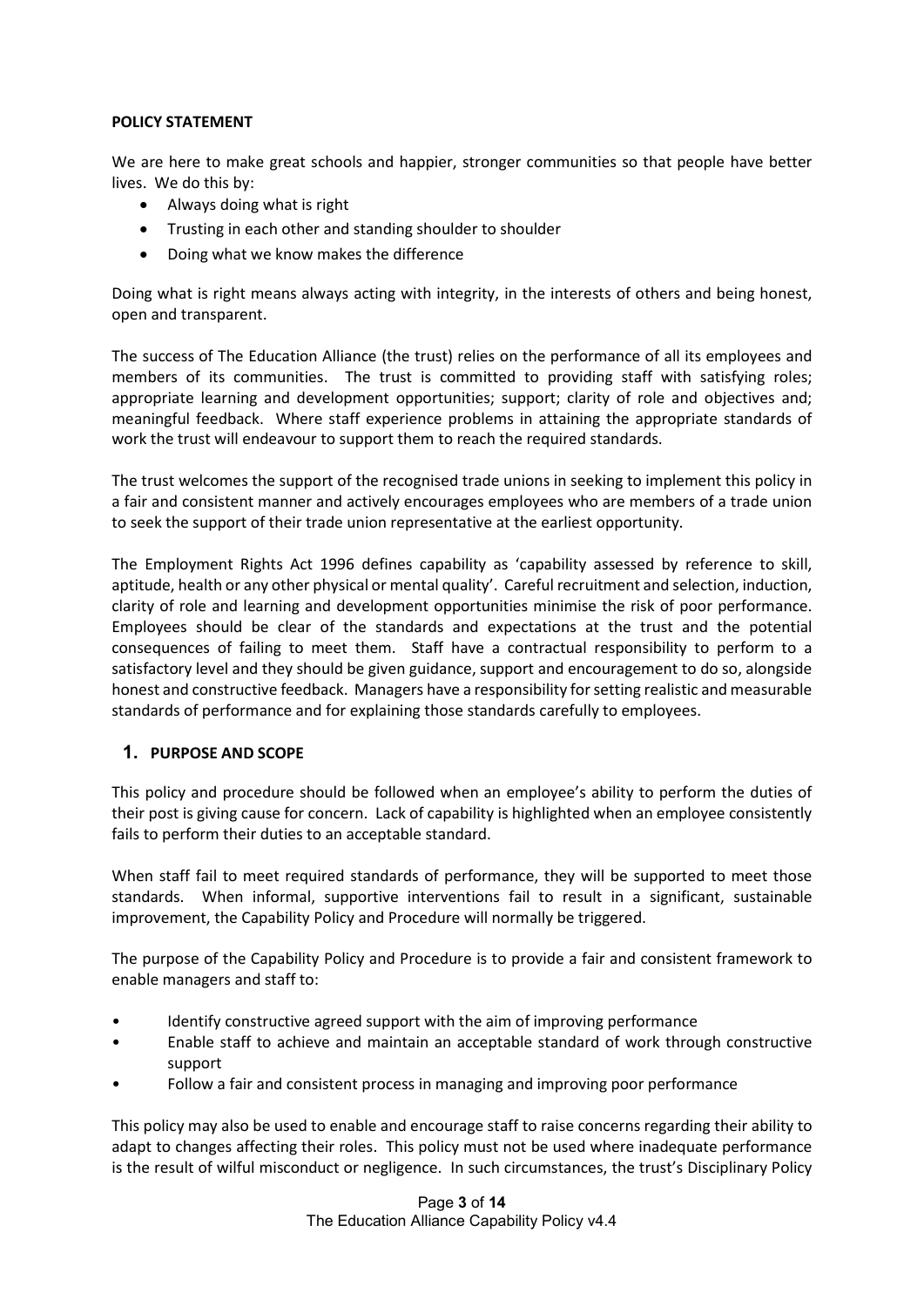**POLICY STATEMENT**

We are here to make great schools and happier, stronger communities so that people have better lives. We do this by:

- Always doing what is right
- Trusting in each other and standing shoulder to shoulder
- Doing what we know makes the difference

Doing what is right means always acting with integrity, in the interests of others and being honest, open and transparent.

The success of The Education Alliance (the trust) relies on the performance of all its employees and members of its communities. The trust is committed to providing staff with satisfying roles; appropriate learning and development opportunities; support; clarity of role and objectives and; meaningful feedback. Where staff experience problems in attaining the appropriate standards of work the trust will endeavour to support them to reach the required standards.

The trust welcomes the support of the recognised trade unions in seeking to implement this policy in a fair and consistent manner and actively encourages employees who are members of a trade union to seek the support of their trade union representative at the earliest opportunity.

The Employment Rights Act 1996 defines capability as 'capability assessed by reference to skill, aptitude, health or any other physical or mental quality'. Careful recruitment and selection, induction, clarity of role and learning and development opportunities minimise the risk of poor performance. Employees should be clear of the standards and expectations at the trust and the potential consequences of failing to meet them. Staff have a contractual responsibility to perform to a satisfactory level and they should be given guidance, support and encouragement to do so, alongside honest and constructive feedback. Managers have a responsibility for setting realistic and measurable standards of performance and for explaining those standards carefully to employees.

## 1. PURPOSE AND SCOPE

This policy and procedure should be followed when an employee's ability to perform the duties of their post is giving cause for concern. Lack of capability is highlighted when an employee consistently fails to perform their duties to an acceptable standard.

When staff fail to meet required standards of performance, they will be supported to meet those standards. When informal, supportive interventions fail to result in a significant, sustainable improvement, the Capability Policy and Procedure will normally be triggered.

The purpose of the Capability Policy and Procedure is to provide a fair and consistent framework to enable managers and staff to:

- Identify constructive agreed support with the aim of improving performance
- Enable staff to achieve and maintain an acceptable standard of work through constructive support
- Follow a fair and consistent process in managing and improving poor performance

This policy may also be used to enable and encourage staff to raise concerns regarding their ability to adapt to changes affecting their roles. This policy must not be used where inadequate performance is the result of wilful misconduct or negligence. In such circumstances, the trust's Disciplinary Policy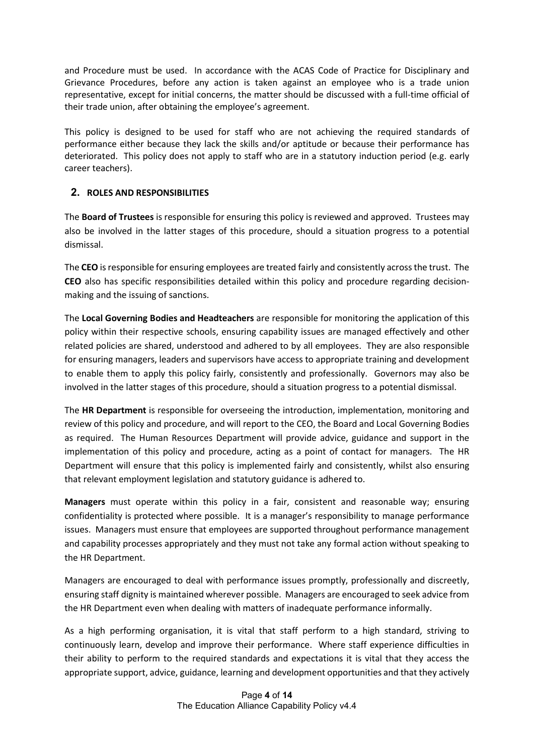and Procedure must be used. In accordance with the ACAS Code of Practice for Disciplinary and Grievance Procedures, before any action is taken against an employee who is a trade union representative, except for initial concerns, the matter should be discussed with a full-time official of their trade union, after obtaining the employee's agreement.

This policy is designed to be used for staff who are not achieving the required standards of performance either because they lack the skills and/or aptitude or because their performance has deteriorated. This policy does not apply to staff who are in a statutory induction period (e.g. early career teachers).

## 2. ROLES AND RESPONSIBILITIES

The **Board of Trustees** is responsible for ensuring this policy is reviewed and approved. Trustees may also be involved in the latter stages of this procedure, should a situation progress to a potential dismissal.

The **CEO** is responsible for ensuring employees are treated fairly and consistently across the trust. The **CEO** also has specific responsibilities detailed within this policy and procedure regarding decision-making and the issuing of sanctions.

The **Local Governing Bodies and Headteachers** are responsible for monitoring the application of this policy within their respective schools, ensuring capability issues are managed effectively and other related policies are shared, understood and adhered to by all employees. They are also responsible for ensuring managers, leaders and supervisors have access to appropriate training and development to enable them to apply this policy fairly, consistently and professionally. Governors may also be involved in the latter stages of this procedure, should a situation progress to a potential dismissal.

The **HR Department** is responsible for overseeing the introduction, implementation, monitoring and review of this policy and procedure, and will report to the CEO, the Board and Local Governing Bodies as required. The Human Resources Department will provide advice, guidance and support in the implementation of this policy and procedure, acting as a point of contact for managers. The HR Department will ensure that this policy is implemented fairly and consistently, whilst also ensuring that relevant employment legislation and statutory guidance is adhered to.

**Managers** must operate within this policy in a fair, consistent and reasonable way; ensuring confidentiality is protected where possible. It is a manager's responsibility to manage performance issues. Managers must ensure that employees are supported throughout performance management and capability processes appropriately and they must not take any formal action without speaking to the HR Department.

Managers are encouraged to deal with performance issues promptly, professionally and discreetly, ensuring staff dignity is maintained wherever possible. Managers are encouraged to seek advice from the HR Department even when dealing with matters of inadequate performance informally.

As a high performing organisation, it is vital that staff perform to a high standard, striving to continuously learn, develop and improve their performance. Where staff experience difficulties in their ability to perform to the required standards and expectations it is vital that they access the appropriate support, advice, guidance, learning and development opportunities and that they actively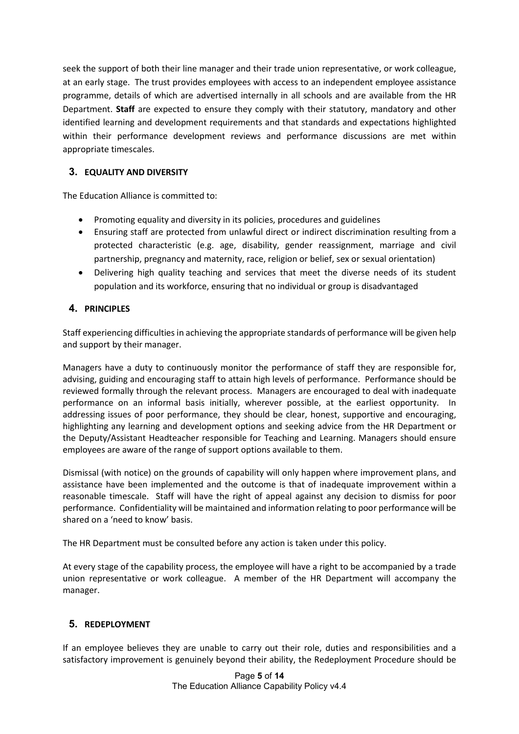seek the support of both their line manager and their trade union representative, or work colleague, at an early stage. The trust provides employees with access to an independent employee assistance programme, details of which are advertised internally in all schools and are available from the HR Department. **Staff** are expected to ensure they comply with their statutory, mandatory and other identified learning and development requirements and that standards and expectations highlighted within their performance development reviews and performance discussions are met within appropriate timescales.

## 3. EQUALITY AND DIVERSITY

The Education Alliance is committed to:

- Promoting equality and diversity in its policies, procedures and guidelines
- Ensuring staff are protected from unlawful direct or indirect discrimination resulting from a protected characteristic (e.g. age, disability, gender reassignment, marriage and civil partnership, pregnancy and maternity, race, religion or belief, sex or sexual orientation)
- Delivering high quality teaching and services that meet the diverse needs of its student population and its workforce, ensuring that no individual or group is disadvantaged

## 4. PRINCIPLES

Staff experiencing difficulties in achieving the appropriate standards of performance will be given help and support by their manager.

Managers have a duty to continuously monitor the performance of staff they are responsible for, advising, guiding and encouraging staff to attain high levels of performance. Performance should be reviewed formally through the relevant process. Managers are encouraged to deal with inadequate performance on an informal basis initially, wherever possible, at the earliest opportunity. In addressing issues of poor performance, they should be clear, honest, supportive and encouraging, highlighting any learning and development options and seeking advice from the HR Department or the Deputy/Assistant Headteacher responsible for Teaching and Learning. Managers should ensure employees are aware of the range of support options available to them.

Dismissal (with notice) on the grounds of capability will only happen where improvement plans, and assistance have been implemented and the outcome is that of inadequate improvement within a reasonable timescale. Staff will have the right of appeal against any decision to dismiss for poor performance. Confidentiality will be maintained and information relating to poor performance will be shared on a 'need to know' basis.

The HR Department must be consulted before any action is taken under this policy.

At every stage of the capability process, the employee will have a right to be accompanied by a trade union representative or work colleague. A member of the HR Department will accompany the manager.

## 5. REDEPLOYMENT

If an employee believes they are unable to carry out their role, duties and responsibilities and a satisfactory improvement is genuinely beyond their ability, the Redeployment Procedure should be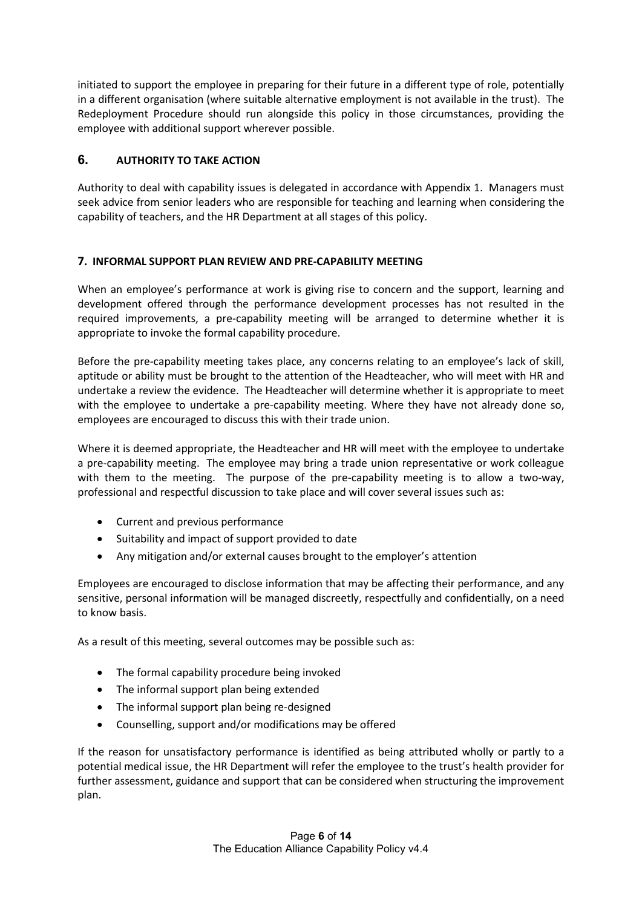initiated to support the employee in preparing for their future in a different type of role, potentially in a different organisation (where suitable alternative employment is not available in the trust). The Redeployment Procedure should run alongside this policy in those circumstances, providing the employee with additional support wherever possible.

## 6. AUTHORITY TO TAKE ACTION

Authority to deal with capability issues is delegated in accordance with Appendix 1. Managers must seek advice from senior leaders who are responsible for teaching and learning when considering the capability of teachers, and the HR Department at all stages of this policy.

## 7. INFORMAL SUPPORT PLAN REVIEW AND PRE-CAPABILITY MEETING

When an employee's performance at work is giving rise to concern and the support, learning and development offered through the performance development processes has not resulted in the required improvements, a pre-capability meeting will be arranged to determine whether it is appropriate to invoke the formal capability procedure.

Before the pre-capability meeting takes place, any concerns relating to an employee's lack of skill, aptitude or ability must be brought to the attention of the Headteacher, who will meet with HR and undertake a review the evidence. The Headteacher will determine whether it is appropriate to meet with the employee to undertake a pre-capability meeting. Where they have not already done so, employees are encouraged to discuss this with their trade union.

Where it is deemed appropriate, the Headteacher and HR will meet with the employee to undertake a pre-capability meeting. The employee may bring a trade union representative or work colleague with them to the meeting. The purpose of the pre-capability meeting is to allow a two-way, professional and respectful discussion to take place and will cover several issues such as:

- Current and previous performance
- Suitability and impact of support provided to date
- Any mitigation and/or external causes brought to the employer's attention

Employees are encouraged to disclose information that may be affecting their performance, and any sensitive, personal information will be managed discreetly, respectfully and confidentially, on a need to know basis.

As a result of this meeting, several outcomes may be possible such as:

- The formal capability procedure being invoked
- The informal support plan being extended
- The informal support plan being re-designed
- Counselling, support and/or modifications may be offered

If the reason for unsatisfactory performance is identified as being attributed wholly or partly to a potential medical issue, the HR Department will refer the employee to the trust's health provider for further assessment, guidance and support that can be considered when structuring the improvement plan.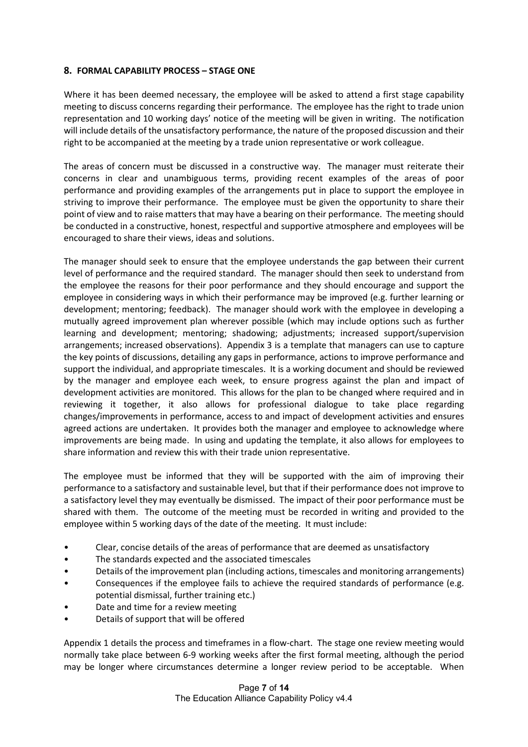## 8. FORMAL CAPABILITY PROCESS – STAGE ONE

Where it has been deemed necessary, the employee will be asked to attend a first stage capability meeting to discuss concerns regarding their performance. The employee has the right to trade union representation and 10 working days' notice of the meeting will be given in writing. The notification will include details of the unsatisfactory performance, the nature of the proposed discussion and their right to be accompanied at the meeting by a trade union representative or work colleague.

The areas of concern must be discussed in a constructive way. The manager must reiterate their concerns in clear and unambiguous terms, providing recent examples of the areas of poor performance and providing examples of the arrangements put in place to support the employee in striving to improve their performance. The employee must be given the opportunity to share their point of view and to raise matters that may have a bearing on their performance. The meeting should be conducted in a constructive, honest, respectful and supportive atmosphere and employees will be encouraged to share their views, ideas and solutions.

The manager should seek to ensure that the employee understands the gap between their current level of performance and the required standard. The manager should then seek to understand from the employee the reasons for their poor performance and they should encourage and support the employee in considering ways in which their performance may be improved (e.g. further learning or development; mentoring; feedback). The manager should work with the employee in developing a mutually agreed improvement plan wherever possible (which may include options such as further learning and development; mentoring; shadowing; adjustments; increased support/supervision arrangements; increased observations). Appendix 3 is a template that managers can use to capture the key points of discussions, detailing any gaps in performance, actions to improve performance and support the individual, and appropriate timescales. It is a working document and should be reviewed by the manager and employee each week, to ensure progress against the plan and impact of development activities are monitored. This allows for the plan to be changed where required and in reviewing it together, it also allows for professional dialogue to take place regarding changes/improvements in performance, access to and impact of development activities and ensures agreed actions are undertaken. It provides both the manager and employee to acknowledge where improvements are being made. In using and updating the template, it also allows for employees to share information and review this with their trade union representative.

The employee must be informed that they will be supported with the aim of improving their performance to a satisfactory and sustainable level, but that if their performance does not improve to a satisfactory level they may eventually be dismissed. The impact of their poor performance must be shared with them. The outcome of the meeting must be recorded in writing and provided to the employee within 5 working days of the date of the meeting. It must include:

- Clear, concise details of the areas of performance that are deemed as unsatisfactory
- The standards expected and the associated timescales
- Details of the improvement plan (including actions, timescales and monitoring arrangements)
- Consequences if the employee fails to achieve the required standards of performance (e.g. potential dismissal, further training etc.)
- Date and time for a review meeting
- Details of support that will be offered

Appendix 1 details the process and timeframes in a flow-chart. The stage one review meeting would normally take place between 6-9 working weeks after the first formal meeting, although the period may be longer where circumstances determine a longer review period to be acceptable. When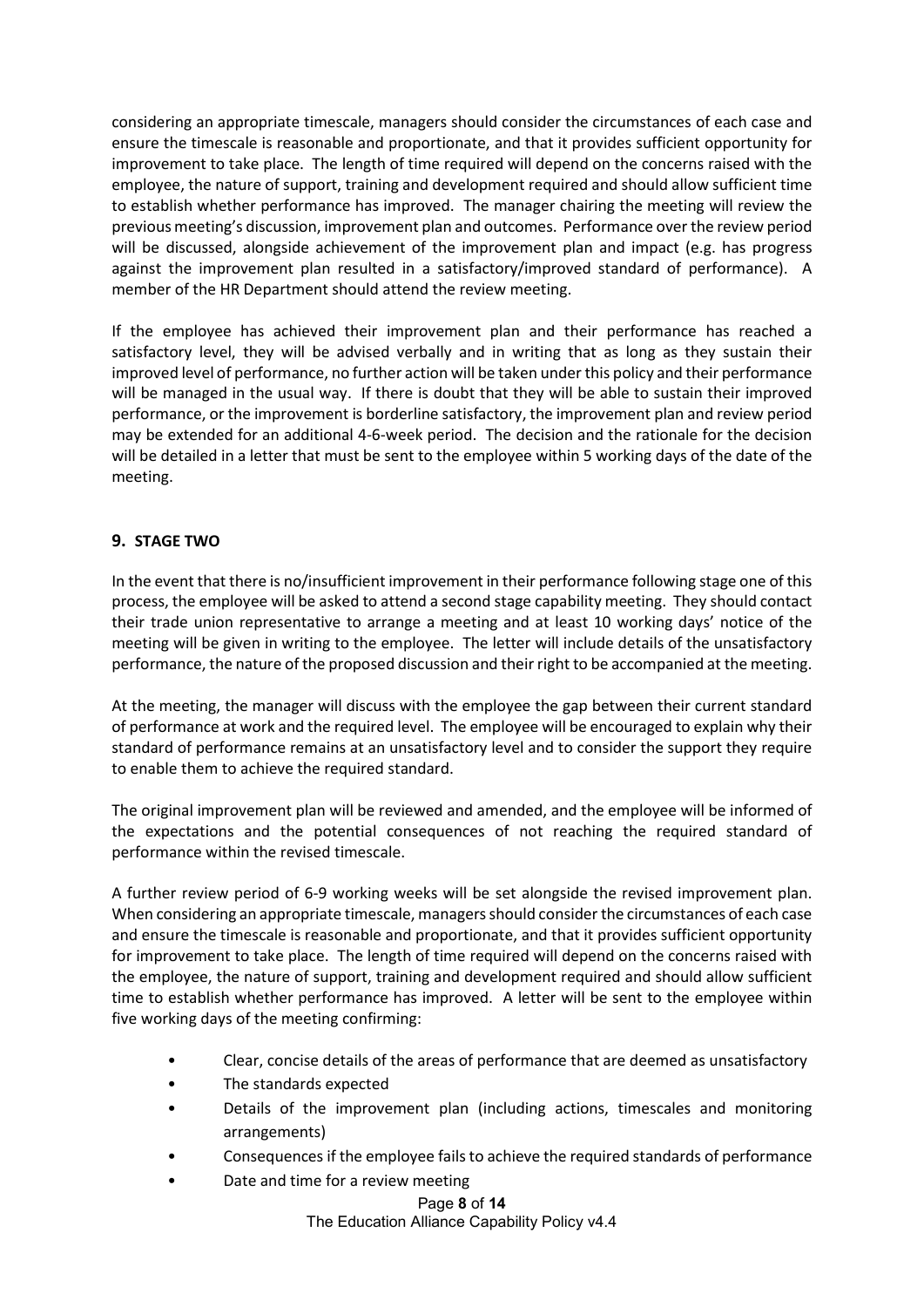considering an appropriate timescale, managers should consider the circumstances of each case and ensure the timescale is reasonable and proportionate, and that it provides sufficient opportunity for improvement to take place. The length of time required will depend on the concerns raised with the employee, the nature of support, training and development required and should allow sufficient time to establish whether performance has improved. The manager chairing the meeting will review the previous meeting's discussion, improvement plan and outcomes. Performance over the review period will be discussed, alongside achievement of the improvement plan and impact (e.g. has progress against the improvement plan resulted in a satisfactory/improved standard of performance). A member of the HR Department should attend the review meeting.

If the employee has achieved their improvement plan and their performance has reached a satisfactory level, they will be advised verbally and in writing that as long as they sustain their improved level of performance, no further action will be taken under this policy and their performance will be managed in the usual way. If there is doubt that they will be able to sustain their improved performance, or the improvement is borderline satisfactory, the improvement plan and review period may be extended for an additional 4-6-week period. The decision and the rationale for the decision will be detailed in a letter that must be sent to the employee within 5 working days of the date of the meeting.

## 9. STAGE TWO

In the event that there is no/insufficient improvement in their performance following stage one of this process, the employee will be asked to attend a second stage capability meeting. They should contact their trade union representative to arrange a meeting and at least 10 working days' notice of the meeting will be given in writing to the employee. The letter will include details of the unsatisfactory performance, the nature of the proposed discussion and their right to be accompanied at the meeting.

At the meeting, the manager will discuss with the employee the gap between their current standard of performance at work and the required level. The employee will be encouraged to explain why their standard of performance remains at an unsatisfactory level and to consider the support they require to enable them to achieve the required standard.

The original improvement plan will be reviewed and amended, and the employee will be informed of the expectations and the potential consequences of not reaching the required standard of performance within the revised timescale.

A further review period of 6-9 working weeks will be set alongside the revised improvement plan. When considering an appropriate timescale, managers should consider the circumstances of each case and ensure the timescale is reasonable and proportionate, and that it provides sufficient opportunity for improvement to take place. The length of time required will depend on the concerns raised with the employee, the nature of support, training and development required and should allow sufficient time to establish whether performance has improved. A letter will be sent to the employee within five working days of the meeting confirming:

- Clear, concise details of the areas of performance that are deemed as unsatisfactory
- The standards expected
- Details of the improvement plan (including actions, timescales and monitoring arrangements)
- Consequences if the employee fails to achieve the required standards of performance
- Date and time for a review meeting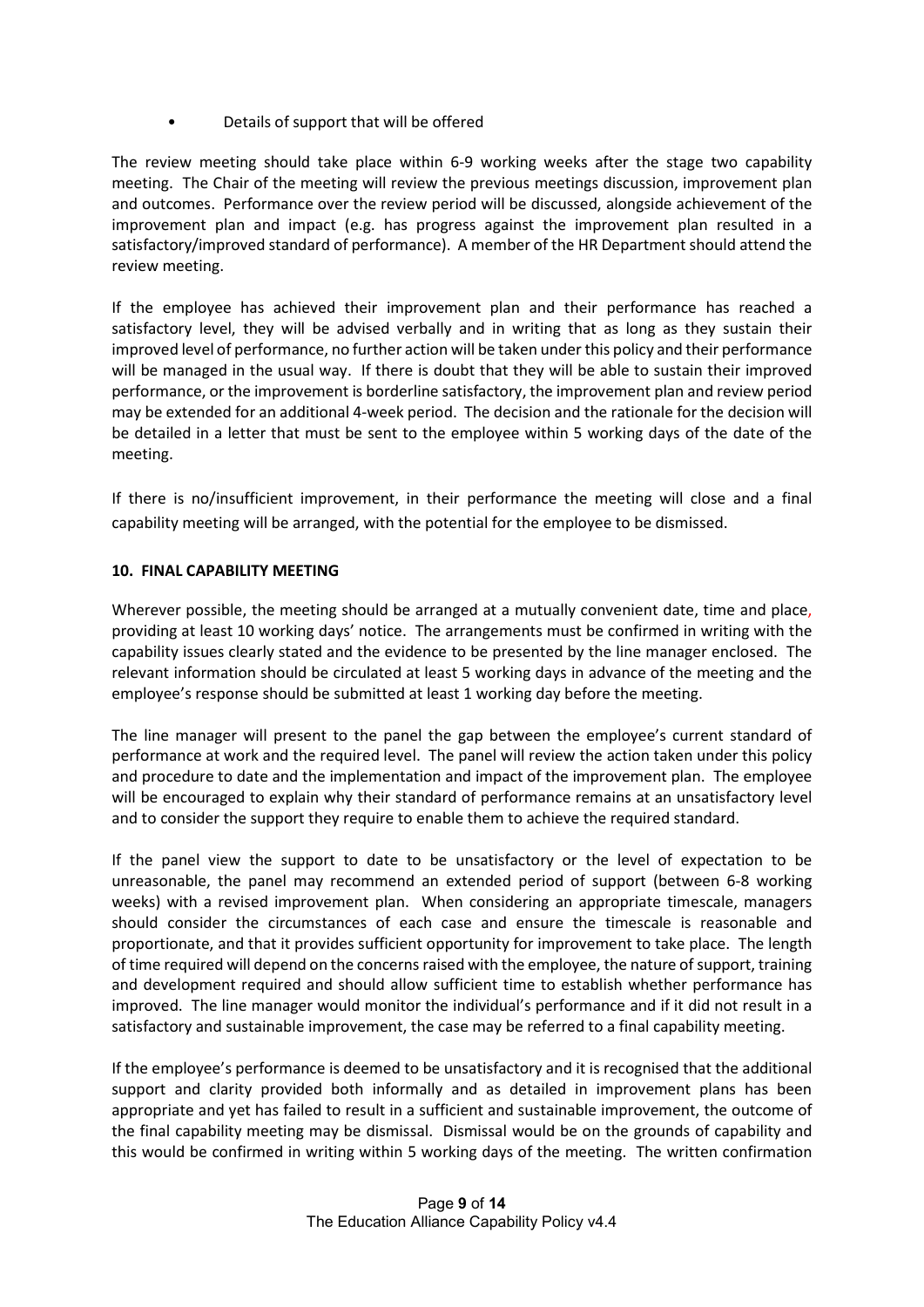- Details of support that will be offered

The review meeting should take place within 6-9 working weeks after the stage two capability meeting. The Chair of the meeting will review the previous meetings discussion, improvement plan and outcomes. Performance over the review period will be discussed, alongside achievement of the improvement plan and impact (e.g. has progress against the improvement plan resulted in a satisfactory/improved standard of performance). A member of the HR Department should attend the review meeting.

If the employee has achieved their improvement plan and their performance has reached a satisfactory level, they will be advised verbally and in writing that as long as they sustain their improved level of performance, no further action will be taken under this policy and their performance will be managed in the usual way. If there is doubt that they will be able to sustain their improved performance, or the improvement is borderline satisfactory, the improvement plan and review period may be extended for an additional 4-week period. The decision and the rationale for the decision will be detailed in a letter that must be sent to the employee within 5 working days of the date of the meeting.

If there is no/insufficient improvement, in their performance the meeting will close and a final capability meeting will be arranged, with the potential for the employee to be dismissed.

## 10. FINAL CAPABILITY MEETING

Wherever possible, the meeting should be arranged at a mutually convenient date, time and place, providing at least 10 working days' notice. The arrangements must be confirmed in writing with the capability issues clearly stated and the evidence to be presented by the line manager enclosed. The relevant information should be circulated at least 5 working days in advance of the meeting and the employee's response should be submitted at least 1 working day before the meeting.

The line manager will present to the panel the gap between the employee's current standard of performance at work and the required level. The panel will review the action taken under this policy and procedure to date and the implementation and impact of the improvement plan. The employee will be encouraged to explain why their standard of performance remains at an unsatisfactory level and to consider the support they require to enable them to achieve the required standard.

If the panel view the support to date to be unsatisfactory or the level of expectation to be unreasonable, the panel may recommend an extended period of support (between 6-8 working weeks) with a revised improvement plan. When considering an appropriate timescale, managers should consider the circumstances of each case and ensure the timescale is reasonable and proportionate, and that it provides sufficient opportunity for improvement to take place. The length of time required will depend on the concerns raised with the employee, the nature of support, training and development required and should allow sufficient time to establish whether performance has improved. The line manager would monitor the individual's performance and if it did not result in a satisfactory and sustainable improvement, the case may be referred to a final capability meeting.

If the employee's performance is deemed to be unsatisfactory and it is recognised that the additional support and clarity provided both informally and as detailed in improvement plans has been appropriate and yet has failed to result in a sufficient and sustainable improvement, the outcome of the final capability meeting may be dismissal. Dismissal would be on the grounds of capability and this would be confirmed in writing within 5 working days of the meeting. The written confirmation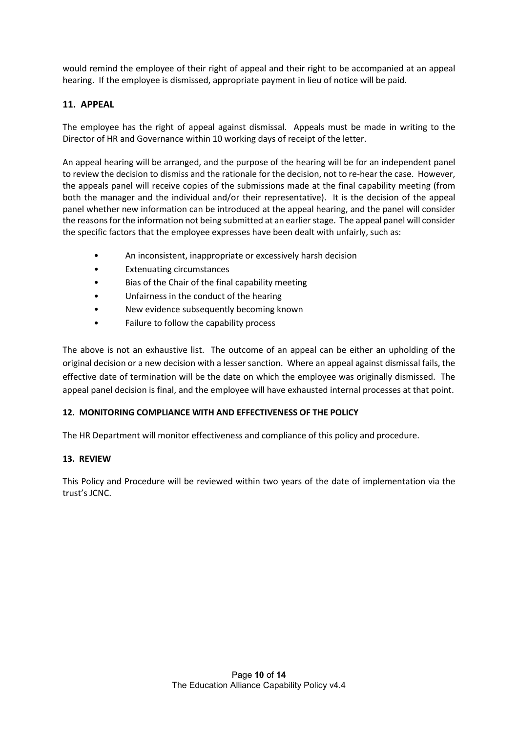would remind the employee of their right of appeal and their right to be accompanied at an appeal hearing. If the employee is dismissed, appropriate payment in lieu of notice will be paid.

## 11. APPEAL

The employee has the right of appeal against dismissal. Appeals must be made in writing to the Director of HR and Governance within 10 working days of receipt of the letter.

An appeal hearing will be arranged, and the purpose of the hearing will be for an independent panel to review the decision to dismiss and the rationale for the decision, not to re-hear the case. However, the appeals panel will receive copies of the submissions made at the final capability meeting (from both the manager and the individual and/or their representative). It is the decision of the appeal panel whether new information can be introduced at the appeal hearing, and the panel will consider the reasons for the information not being submitted at an earlier stage. The appeal panel will consider the specific factors that the employee expresses have been dealt with unfairly, such as:

- An inconsistent, inappropriate or excessively harsh decision
- Extenuating circumstances
- Bias of the Chair of the final capability meeting
- Unfairness in the conduct of the hearing
- New evidence subsequently becoming known
- Failure to follow the capability process

The above is not an exhaustive list. The outcome of an appeal can be either an upholding of the original decision or a new decision with a lesser sanction. Where an appeal against dismissal fails, the effective date of termination will be the date on which the employee was originally dismissed. The appeal panel decision is final, and the employee will have exhausted internal processes at that point.

### 12. MONITORING COMPLIANCE WITH AND EFFECTIVENESS OF THE POLICY

The HR Department will monitor effectiveness and compliance of this policy and procedure.

### 13. REVIEW

This Policy and Procedure will be reviewed within two years of the date of implementation via the trust's JCNC.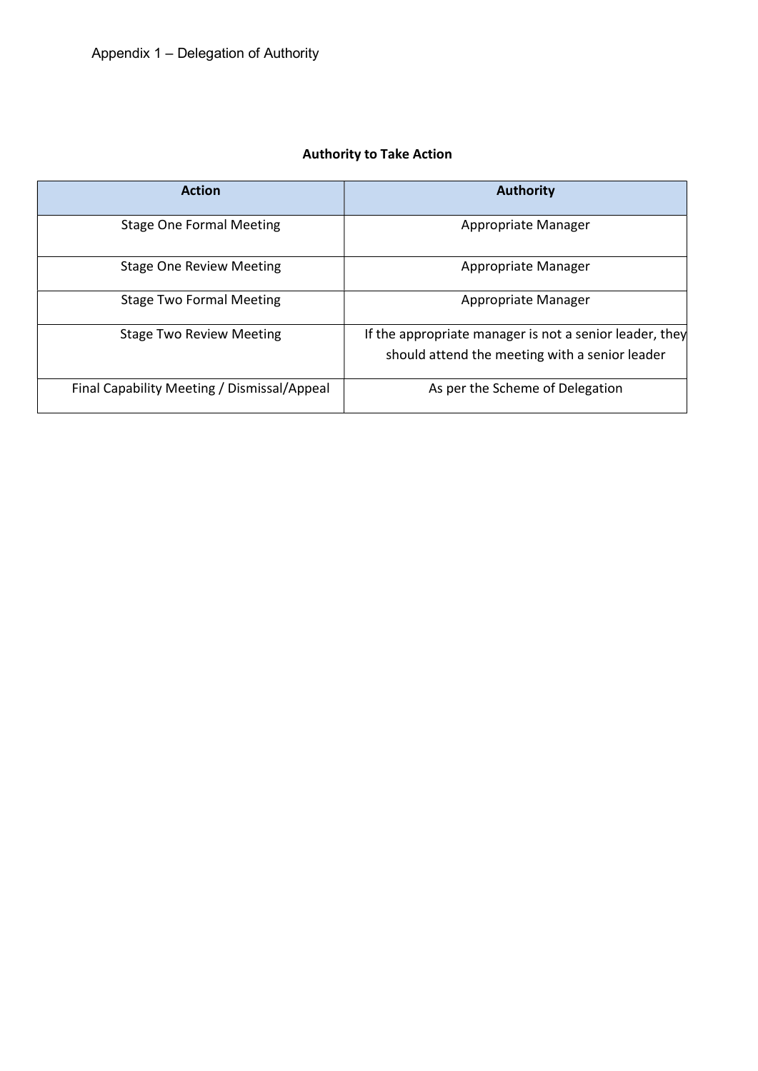Appendix 1 – Delegation of Authority

**Authority to Take Action**

| Action | Authority |
|---|---|
| Stage One Formal Meeting | Appropriate Manager |
| Stage One Review Meeting | Appropriate Manager |
| Stage Two Formal Meeting | Appropriate Manager |
| Stage Two Review Meeting | If the appropriate manager is not a senior leader, they should attend the meeting with a senior leader |
| Final Capability Meeting / Dismissal/Appeal | As per the Scheme of Delegation |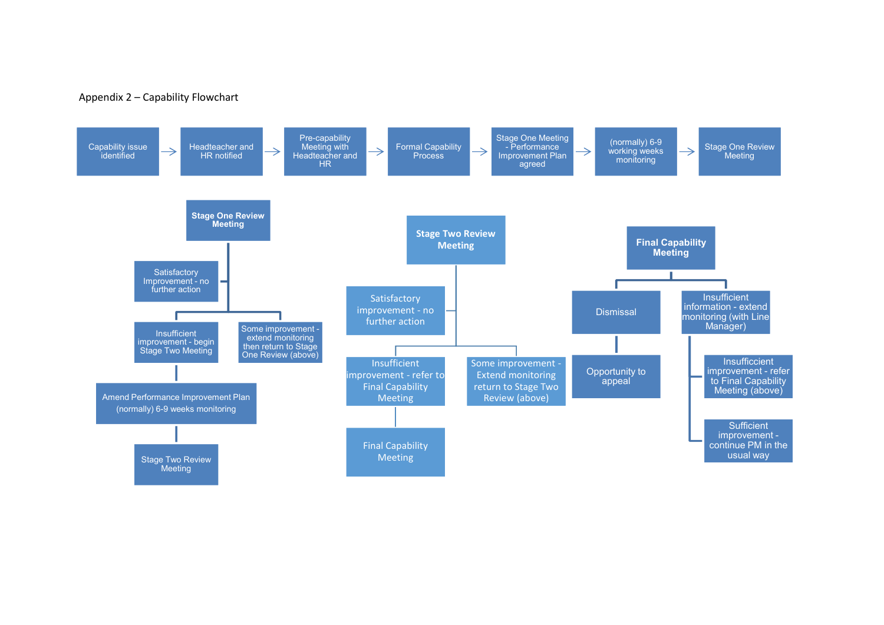Appendix 2 – Capability Flowchart

Capability issue identified → Headteacher and HR notified → Pre-capability Meeting with Headteacher and HR → Formal Capability Process → Stage One Meeting - Performance Improvement Plan agreed → (normally) 6-9 working weeks monitoring → Stage One Review Meeting

**Stage One Review Meeting**

- Satisfactory Improvement - no further action
- Insufficient improvement - begin Stage Two Meeting
  - Amend Performance Improvement Plan (normally) 6-9 weeks monitoring
    - Stage Two Review Meeting
- Some improvement - extend monitoring then return to Stage One Review (above)

**Stage Two Review Meeting**

- Satisfactory improvement - no further action
- Insufficient improvement - refer to Final Capability Meeting
  - Final Capability Meeting
- Some improvement - Extend monitoring return to Stage Two Review (above)

**Final Capability Meeting**

- Dismissal
  - Opportunity to appeal
- Insufficient information - extend monitoring (with Line Manager)
  - Insufficient improvement - refer to Final Capability Meeting (above)
  - Sufficient improvement - continue PM in the usual way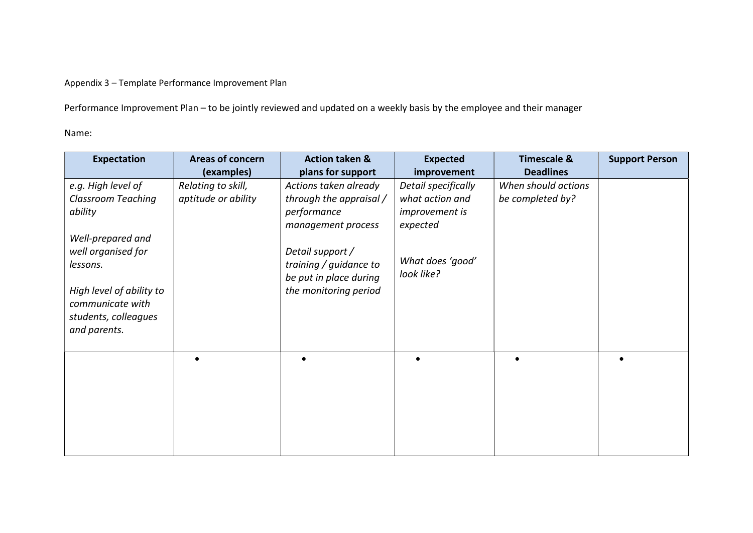Appendix 3 – Template Performance Improvement Plan

Performance Improvement Plan – to be jointly reviewed and updated on a weekly basis by the employee and their manager

Name:

| Expectation | Areas of concern (examples) | Action taken & plans for support | Expected improvement | Timescale & Deadlines | Support Person |
|---|---|---|---|---|---|
| *e.g. High level of Classroom Teaching ability*<br><br>*Well-prepared and well organised for lessons.*<br><br>*High level of ability to communicate with students, colleagues and parents.* | *Relating to skill, aptitude or ability* | *Actions taken already through the appraisal / performance management process*<br><br>*Detail support / training / guidance to be put in place during the monitoring period* | *Detail specifically what action and improvement is expected*<br><br>*What does 'good' look like?* | *When should actions be completed by?* | |
| | • | • | • | • | • |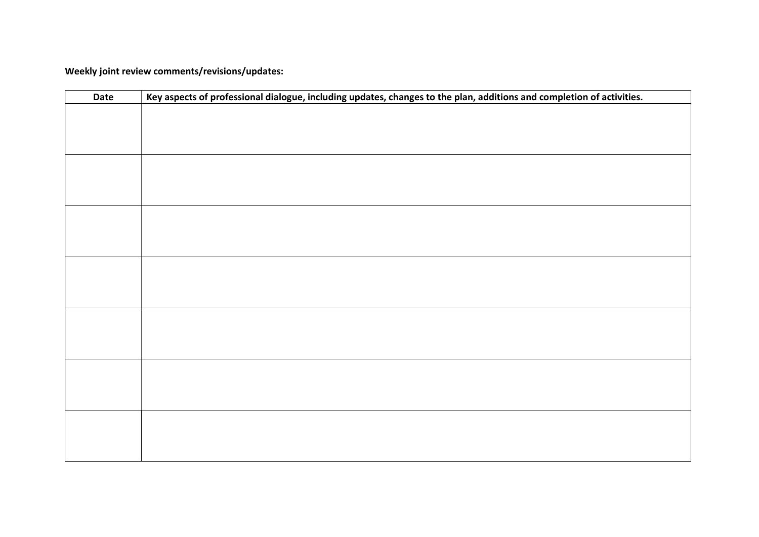**Weekly joint review comments/revisions/updates:**

| Date | Key aspects of professional dialogue, including updates, changes to the plan, additions and completion of activities. |
| --- | --- |
| | |
| | |
| | |
| | |
| | |
| | |
| | |